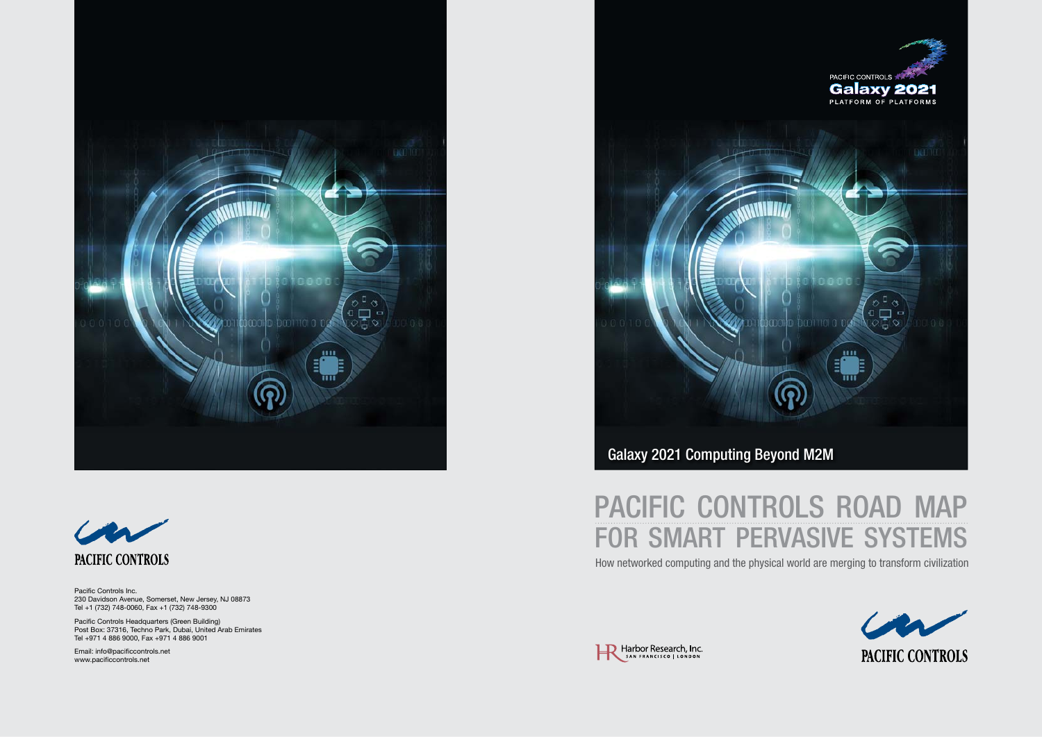PACIFIC CONTROLS

Pacific Controls Inc.
230 Davidson Avenue, Somerset, New Jersey, NJ 08873
Tel +1 (732) 748-0060, Fax +1 (732) 748-9300

Pacific Controls Headquarters (Green Building)
Post Box: 37316, Techno Park, Dubai, United Arab Emirates
Tel +971 4 886 9000, Fax +971 4 886 9001

Email: info@pacificcontrols.net
www.pacificcontrols.net

PACIFIC CONTROLS
Galaxy 2021
PLATFORM OF PLATFORMS

Galaxy 2021 Computing Beyond M2M

# PACIFIC CONTROLS ROAD MAP FOR SMART PERVASIVE SYSTEMS

How networked computing and the physical world are merging to transform civilization

Harbor Research, Inc.
SAN FRANCISCO | LONDON

PACIFIC CONTROLS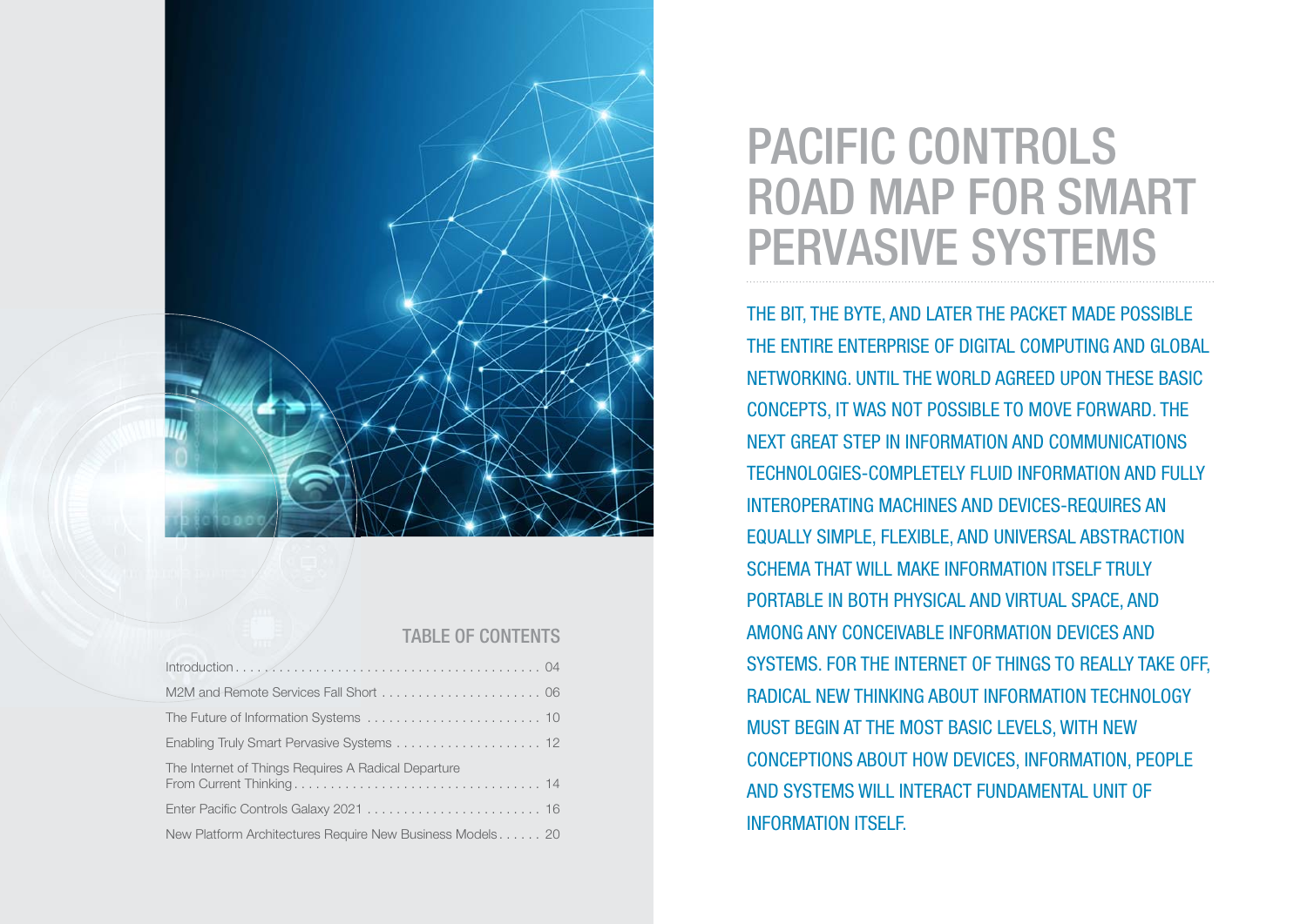## TABLE OF CONTENTS

| | |
|---|---|
| Introduction | 04 |
| M2M and Remote Services Fall Short | 06 |
| The Future of Information Systems | 10 |
| Enabling Truly Smart Pervasive Systems | 12 |
| The Internet of Things Requires A Radical Departure From Current Thinking | 14 |
| Enter Pacific Controls Galaxy 2021 | 16 |
| New Platform Architectures Require New Business Models | 20 |

# PACIFIC CONTROLS ROAD MAP FOR SMART PERVASIVE SYSTEMS

THE BIT, THE BYTE, AND LATER THE PACKET MADE POSSIBLE THE ENTIRE ENTERPRISE OF DIGITAL COMPUTING AND GLOBAL NETWORKING. UNTIL THE WORLD AGREED UPON THESE BASIC CONCEPTS, IT WAS NOT POSSIBLE TO MOVE FORWARD. THE NEXT GREAT STEP IN INFORMATION AND COMMUNICATIONS TECHNOLOGIES-COMPLETELY FLUID INFORMATION AND FULLY INTEROPERATING MACHINES AND DEVICES-REQUIRES AN EQUALLY SIMPLE, FLEXIBLE, AND UNIVERSAL ABSTRACTION SCHEMA THAT WILL MAKE INFORMATION ITSELF TRULY PORTABLE IN BOTH PHYSICAL AND VIRTUAL SPACE, AND AMONG ANY CONCEIVABLE INFORMATION DEVICES AND SYSTEMS. FOR THE INTERNET OF THINGS TO REALLY TAKE OFF, RADICAL NEW THINKING ABOUT INFORMATION TECHNOLOGY MUST BEGIN AT THE MOST BASIC LEVELS, WITH NEW CONCEPTIONS ABOUT HOW DEVICES, INFORMATION, PEOPLE AND SYSTEMS WILL INTERACT FUNDAMENTAL UNIT OF INFORMATION ITSELF.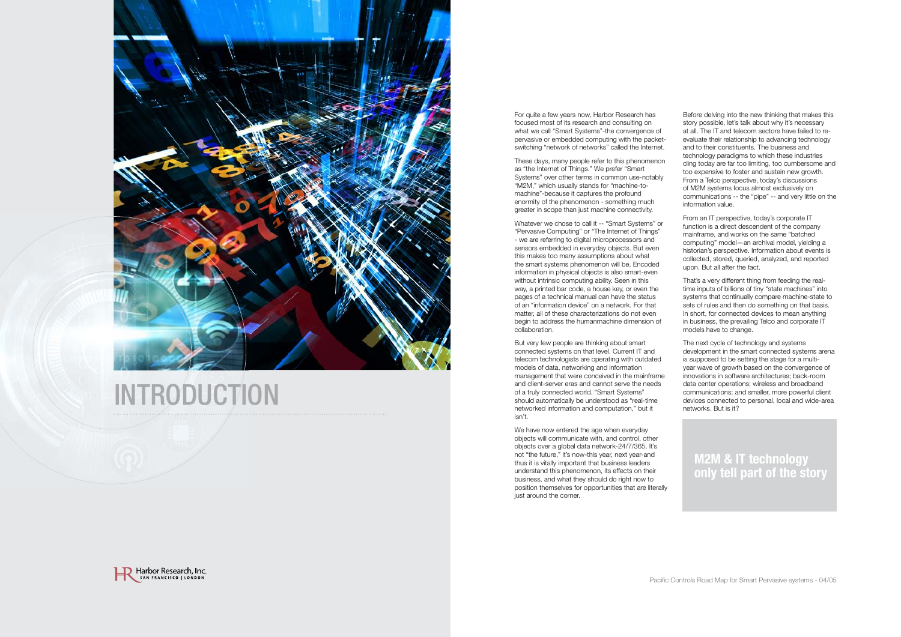# INTRODUCTION

For quite a few years now, Harbor Research has focused most of its research and consulting on what we call "Smart Systems"-the convergence of pervasive or embedded computing with the packet-switching "network of networks" called the Internet.

These days, many people refer to this phenomenon as "the Internet of Things." We prefer "Smart Systems" over other terms in common use-notably "M2M," which usually stands for "machine-to-machine"-because it captures the profound enormity of the phenomenon - something much greater in scope than just machine connectivity.

Whatever we chose to call it -- "Smart Systems" or "Pervasive Computing" or "The Internet of Things" - we are referring to digital microprocessors and sensors embedded in everyday objects. But even this makes too many assumptions about what the smart systems phenomenon will be. Encoded information in physical objects is also smart-even without intrinsic computing ability. Seen in this way, a printed bar code, a house key, or even the pages of a technical manual can have the status of an "information device" on a network. For that matter, all of these characterizations do not even begin to address the humanmachine dimension of collaboration.

But very few people are thinking about smart connected systems on that level. Current IT and telecom technologists are operating with outdated models of data, networking and information management that were conceived in the mainframe and client-server eras and cannot serve the needs of a truly connected world. "Smart Systems" should automatically be understood as "real-time networked information and computation," but it isn't.

We have now entered the age when everyday objects will communicate with, and control, other objects over a global data network-24/7/365. It's not "the future," it's now-this year, next year-and thus it is vitally important that business leaders understand this phenomenon, its effects on their business, and what they should do right now to position themselves for opportunities that are literally just around the corner.

Before delving into the new thinking that makes this story possible, let's talk about why it's necessary at all. The IT and telecom sectors have failed to re-evaluate their relationship to advancing technology and to their constituents. The business and technology paradigms to which these industries cling today are far too limiting, too cumbersome and too expensive to foster and sustain new growth. From a Telco perspective, today's discussions of M2M systems focus almost exclusively on communications -- the "pipe" -- and very little on the information value.

From an IT perspective, today's corporate IT function is a direct descendent of the company mainframe, and works on the same "batched computing" model—an archival model, yielding a historian's perspective. Information about events is collected, stored, queried, analyzed, and reported upon. But all after the fact.

That's a very different thing from feeding the real-time inputs of billions of tiny "state machines" into systems that continually compare machine-state to sets of rules and then do something on that basis. In short, for connected devices to mean anything in business, the prevailing Telco and corporate IT models have to change.

The next cycle of technology and systems development in the smart connected systems arena is supposed to be setting the stage for a multi-year wave of growth based on the convergence of innovations in software architectures; back-room data center operations; wireless and broadband communications; and smaller, more powerful client devices connected to personal, local and wide-area networks. But is it?

**M2M & IT technology only tell part of the story**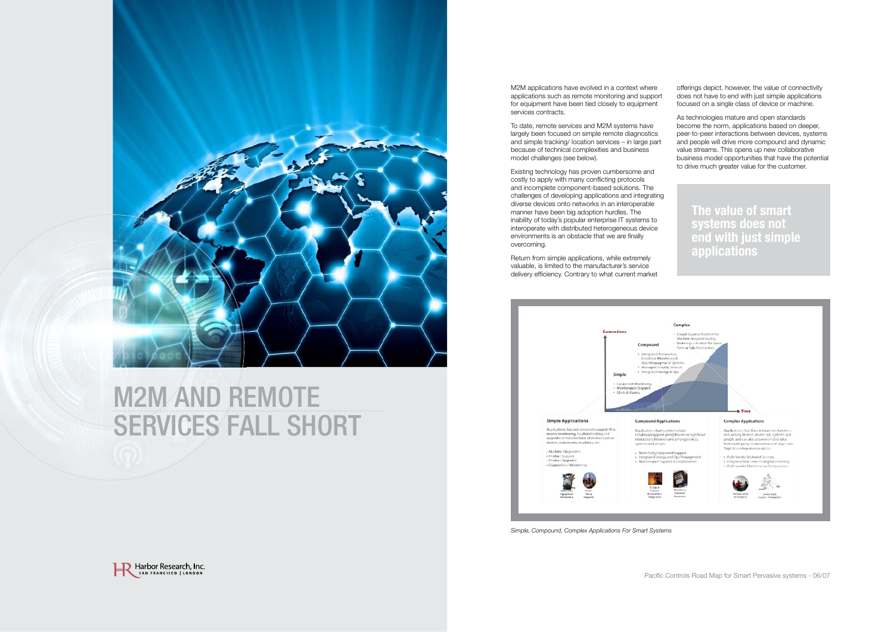# M2M AND REMOTE SERVICES FALL SHORT

M2M applications have evolved in a context where applications such as remote monitoring and support for equipment have been tied closely to equipment services contracts.

To date, remote services and M2M systems have largely been focused on simple remote diagnostics and simple tracking/ location services – in large part because of technical complexities and business model challenges (see below).

Existing technology has proven cumbersome and costly to apply with many conflicting protocols and incomplete component-based solutions. The challenges of developing applications and integrating diverse devices onto networks in an interoperable manner have been big adoption hurdles. The inability of today's popular enterprise IT systems to interoperate with distributed heterogeneous device environments is an obstacle that we are finally overcoming.

Return from simple applications, while extremely valuable, is limited to the manufacturer's service delivery efficiency. Contrary to what current market offerings depict, however, the value of connectivity does not have to end with just simple applications focused on a single class of device or machine.

As technologies mature and open standards become the norm, applications based on deeper, peer-to-peer interactions between devices, systems and people will drive more compound and dynamic value streams. This opens up new collaborative business model opportunities that have the potential to drive much greater value for the customer.

**The value of smart systems does not end with just simple applications**

*Simple, Compound, Complex Applications For Smart Systems*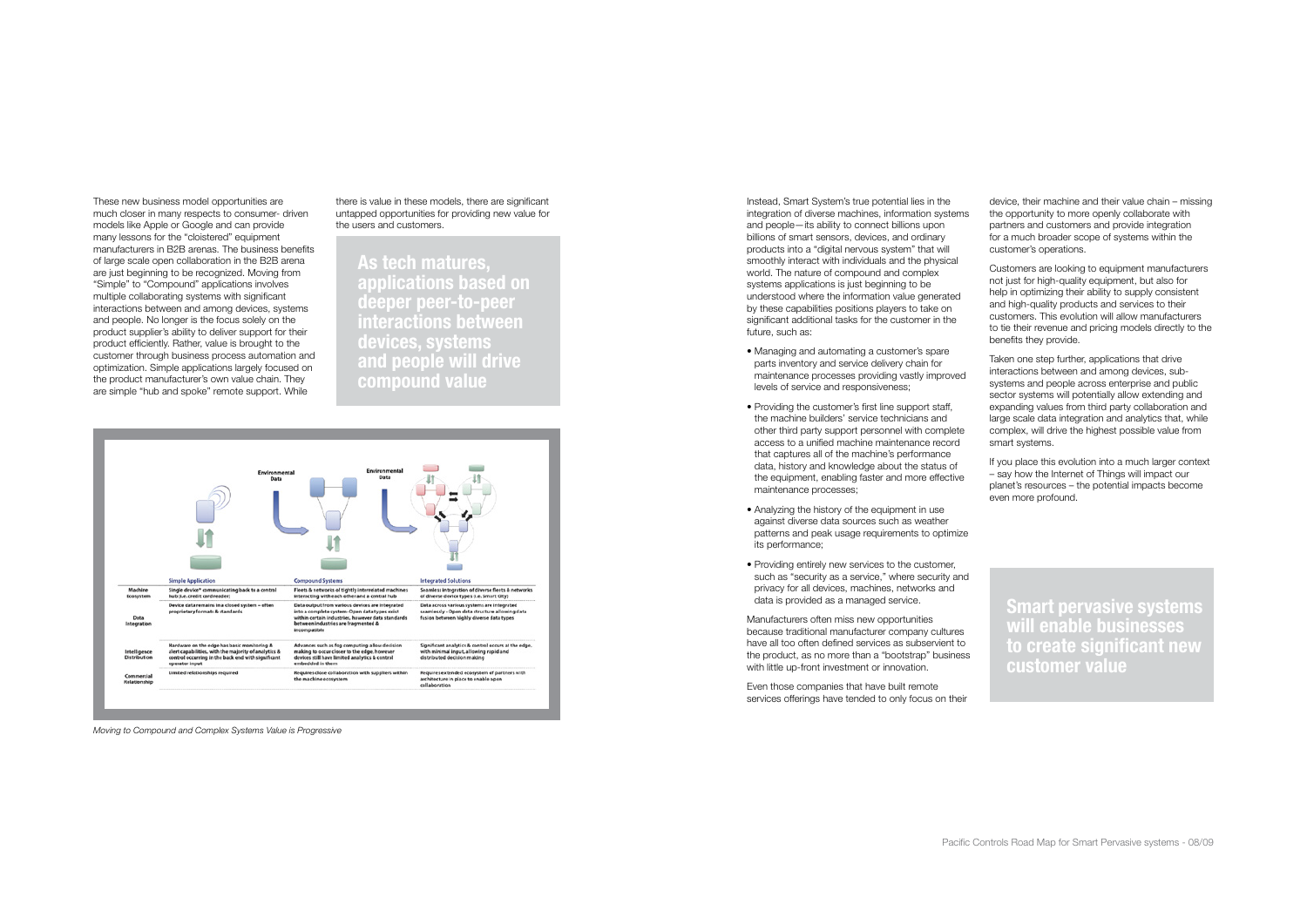These new business model opportunities are much closer in many respects to consumer- driven models like Apple or Google and can provide many lessons for the "cloistered" equipment manufacturers in B2B arenas. The business benefits of large scale open collaboration in the B2B arena are just beginning to be recognized. Moving from "Simple" to "Compound" applications involves multiple collaborating systems with significant interactions between and among devices, systems and people. No longer is the focus solely on the product supplier's ability to deliver support for their product efficiently. Rather, value is brought to the customer through business process automation and optimization. Simple applications largely focused on the product manufacturer's own value chain. They are simple "hub and spoke" remote support. While there is value in these models, there are significant untapped opportunities for providing new value for the users and customers.

**As tech matures, applications based on deeper peer-to-peer interactions between devices, systems and people will drive compound value**

| | Simple Application | Compound Systems | Integrated Solutions |
|---|---|---|---|
| Machine Ecosystem | Single device* communicating back to a central hub (i.e. credit card reader) | Fleets & networks of tightly interrelated machines interacting with each other and a central hub | Seamless integration of diverse fleets & networks of diverse device types (i.e. smart city) |
| Data Integration | Device data remains in a closed system – often proprietary formats & standards | Data output from various devices are integrated into a complete system- Open data types exist within certain industries, however data standards between industries are fragmented & incompatible | Data across various systems are integrated seamlessly - Open data structure allowing data fusion between highly diverse data types |
| Intelligence Distribution | Hardware on the edge has basic monitoring & alert capabilities, with the majority of analytics & control occurring in the back end with significant operator input | Advances such as fog computing allow decision making to occur closer to the edge, however devices still have limited analytics & control embedded in them | Significant analytics & control occurs at the edge, with minimal input, allowing rapid and distributed decision making |
| Commercial Relationship | Limited relationships required | Requires close collaboration with suppliers within the machine ecosystem | Requires extended ecosystem of partners with architecture in place to enable open collaboration |

*Moving to Compound and Complex Systems Value is Progressive*

Instead, Smart System's true potential lies in the integration of diverse machines, information systems and people—its ability to connect billions upon billions of smart sensors, devices, and ordinary products into a "digital nervous system" that will smoothly interact with individuals and the physical world. The nature of compound and complex systems applications is just beginning to be understood where the information value generated by these capabilities positions players to take on significant additional tasks for the customer in the future, such as:

- Managing and automating a customer's spare parts inventory and service delivery chain for maintenance processes providing vastly improved levels of service and responsiveness;
- Providing the customer's first line support staff, the machine builders' service technicians and other third party support personnel with complete access to a unified machine maintenance record that captures all of the machine's performance data, history and knowledge about the status of the equipment, enabling faster and more effective maintenance processes;
- Analyzing the history of the equipment in use against diverse data sources such as weather patterns and peak usage requirements to optimize its performance;
- Providing entirely new services to the customer, such as "security as a service," where security and privacy for all devices, machines, networks and data is provided as a managed service.

Manufacturers often miss new opportunities because traditional manufacturer company cultures have all too often defined services as subservient to the product, as no more than a "bootstrap" business with little up-front investment or innovation.

Even those companies that have built remote services offerings have tended to only focus on their device, their machine and their value chain – missing the opportunity to more openly collaborate with partners and customers and provide integration for a much broader scope of systems within the customer's operations.

Customers are looking to equipment manufacturers not just for high-quality equipment, but also for help in optimizing their ability to supply consistent and high-quality products and services to their customers. This evolution will allow manufacturers to tie their revenue and pricing models directly to the benefits they provide.

Taken one step further, applications that drive interactions between and among devices, sub-systems and people across enterprise and public sector systems will potentially allow extending and expanding values from third party collaboration and large scale data integration and analytics that, while complex, will drive the highest possible value from smart systems.

If you place this evolution into a much larger context – say how the Internet of Things will impact our planet's resources – the potential impacts become even more profound.

**Smart pervasive systems will enable businesses to create significant new customer value**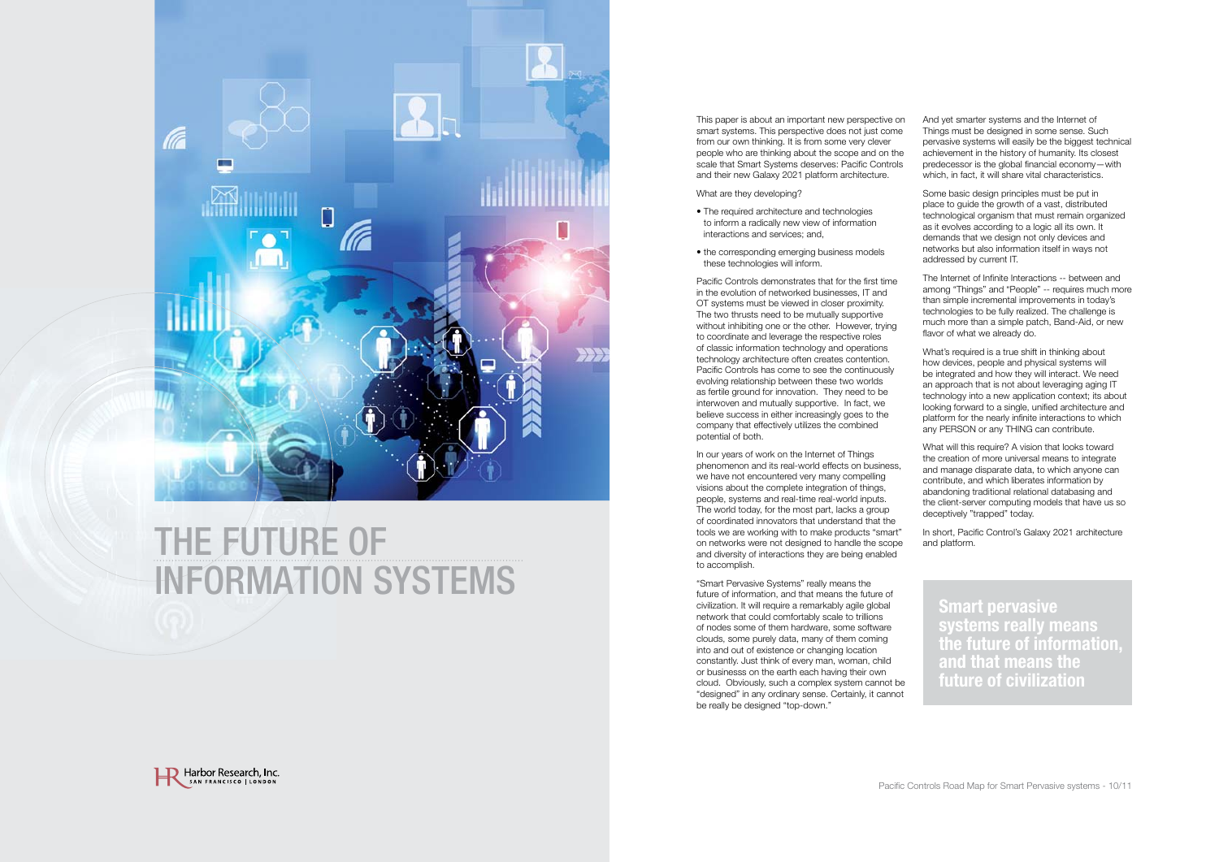# THE FUTURE OF INFORMATION SYSTEMS

This paper is about an important new perspective on smart systems. This perspective does not just come from our own thinking. It is from some very clever people who are thinking about the scope and on the scale that Smart Systems deserves: Pacific Controls and their new Galaxy 2021 platform architecture.

What are they developing?

- The required architecture and technologies to inform a radically new view of information interactions and services; and,
- the corresponding emerging business models these technologies will inform.

Pacific Controls demonstrates that for the first time in the evolution of networked businesses, IT and OT systems must be viewed in closer proximity. The two thrusts need to be mutually supportive without inhibiting one or the other. However, trying to coordinate and leverage the respective roles of classic information technology and operations technology architecture often creates contention. Pacific Controls has come to see the continuously evolving relationship between these two worlds as fertile ground for innovation. They need to be interwoven and mutually supportive. In fact, we believe success in either increasingly goes to the company that effectively utilizes the combined potential of both.

In our years of work on the Internet of Things phenomenon and its real-world effects on business, we have not encountered very many compelling visions about the complete integration of things, people, systems and real-time real-world inputs. The world today, for the most part, lacks a group of coordinated innovators that understand that the tools we are working with to make products "smart" on networks were not designed to handle the scope and diversity of interactions they are being enabled to accomplish.

"Smart Pervasive Systems" really means the future of information, and that means the future of civilization. It will require a remarkably agile global network that could comfortably scale to trillions of nodes some of them hardware, some software clouds, some purely data, many of them coming into and out of existence or changing location constantly. Just think of every man, woman, child or businesss on the earth each having their own cloud. Obviously, such a complex system cannot be "designed" in any ordinary sense. Certainly, it cannot be really be designed "top-down."

And yet smarter systems and the Internet of Things must be designed in some sense. Such pervasive systems will easily be the biggest technical achievement in the history of humanity. Its closest predecessor is the global financial economy—with which, in fact, it will share vital characteristics.

Some basic design principles must be put in place to guide the growth of a vast, distributed technological organism that must remain organized as it evolves according to a logic all its own. It demands that we design not only devices and networks but also information itself in ways not addressed by current IT.

The Internet of Infinite Interactions -- between and among "Things" and "People" -- requires much more than simple incremental improvements in today's technologies to be fully realized. The challenge is much more than a simple patch, Band-Aid, or new flavor of what we already do.

What's required is a true shift in thinking about how devices, people and physical systems will be integrated and how they will interact. We need an approach that is not about leveraging aging IT technology into a new application context; its about looking forward to a single, unified architecture and platform for the nearly infinite interactions to which any PERSON or any THING can contribute.

What will this require? A vision that looks toward the creation of more universal means to integrate and manage disparate data, to which anyone can contribute, and which liberates information by abandoning traditional relational databasing and the client-server computing models that have us so deceptively "trapped" today.

In short, Pacific Control's Galaxy 2021 architecture and platform.

**Smart pervasive systems really means the future of information, and that means the future of civilization**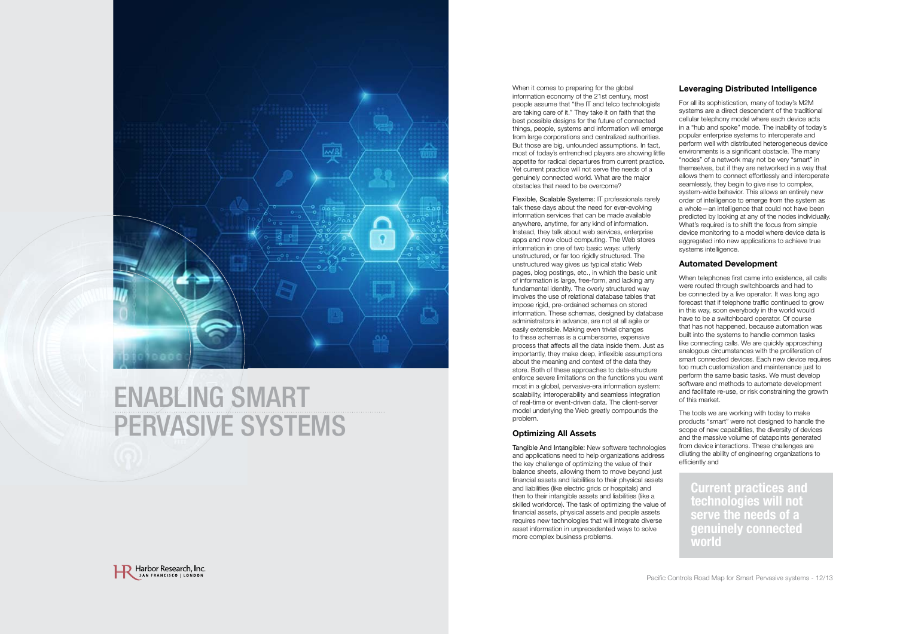# ENABLING SMART PERVASIVE SYSTEMS

When it comes to preparing for the global information economy of the 21st century, most people assume that "the IT and telco technologists are taking care of it." They take it on faith that the best possible designs for the future of connected things, people, systems and information will emerge from large corporations and centralized authorities. But those are big, unfounded assumptions. In fact, most of today's entrenched players are showing little appetite for radical departures from current practice. Yet current practice will not serve the needs of a genuinely connected world. What are the major obstacles that need to be overcome?

Flexible, Scalable Systems: IT professionals rarely talk these days about the need for ever-evolving information services that can be made available anywhere, anytime, for any kind of information. Instead, they talk about web services, enterprise apps and now cloud computing. The Web stores information in one of two basic ways: utterly unstructured, or far too rigidly structured. The unstructured way gives us typical static Web pages, blog postings, etc., in which the basic unit of information is large, free-form, and lacking any fundamental identity. The overly structured way involves the use of relational database tables that impose rigid, pre-ordained schemas on stored information. These schemas, designed by database administrators in advance, are not at all agile or easily extensible. Making even trivial changes to these schemas is a cumbersome, expensive process that affects all the data inside them. Just as importantly, they make deep, inflexible assumptions about the meaning and context of the data they store. Both of these approaches to data-structure enforce severe limitations on the functions you want most in a global, pervasive-era information system: scalability, interoperability and seamless integration of real-time or event-driven data. The client-server model underlying the Web greatly compounds the problem.

### Optimizing All Assets

Tangible And Intangible: New software technologies and applications need to help organizations address the key challenge of optimizing the value of their balance sheets, allowing them to move beyond just financial assets and liabilities to their physical assets and liabilities (like electric grids or hospitals) and then to their intangible assets and liabilities (like a skilled workforce). The task of optimizing the value of financial assets, physical assets and people assets requires new technologies that will integrate diverse asset information in unprecedented ways to solve more complex business problems.

### Leveraging Distributed Intelligence

For all its sophistication, many of today's M2M systems are a direct descendent of the traditional cellular telephony model where each device acts in a "hub and spoke" mode. The inability of today's popular enterprise systems to interoperate and perform well with distributed heterogeneous device environments is a significant obstacle. The many "nodes" of a network may not be very "smart" in themselves, but if they are networked in a way that allows them to connect effortlessly and interoperate seamlessly, they begin to give rise to complex, system-wide behavior. This allows an entirely new order of intelligence to emerge from the system as a whole—an intelligence that could not have been predicted by looking at any of the nodes individually. What's required is to shift the focus from simple device monitoring to a model where device data is aggregated into new applications to achieve true systems intelligence.

### Automated Development

When telephones first came into existence, all calls were routed through switchboards and had to be connected by a live operator. It was long ago forecast that if telephone traffic continued to grow in this way, soon everybody in the world would have to be a switchboard operator. Of course that has not happened, because automation was built into the systems to handle common tasks like connecting calls. We are quickly approaching analogous circumstances with the proliferation of smart connected devices. Each new device requires too much customization and maintenance just to perform the same basic tasks. We must develop software and methods to automate development and facilitate re-use, or risk constraining the growth of this market.

The tools we are working with today to make products "smart" were not designed to handle the scope of new capabilities, the diversity of devices and the massive volume of datapoints generated from device interactions. These challenges are diluting the ability of engineering organizations to efficiently and

**Current practices and technologies will not serve the needs of a genuinely connected world**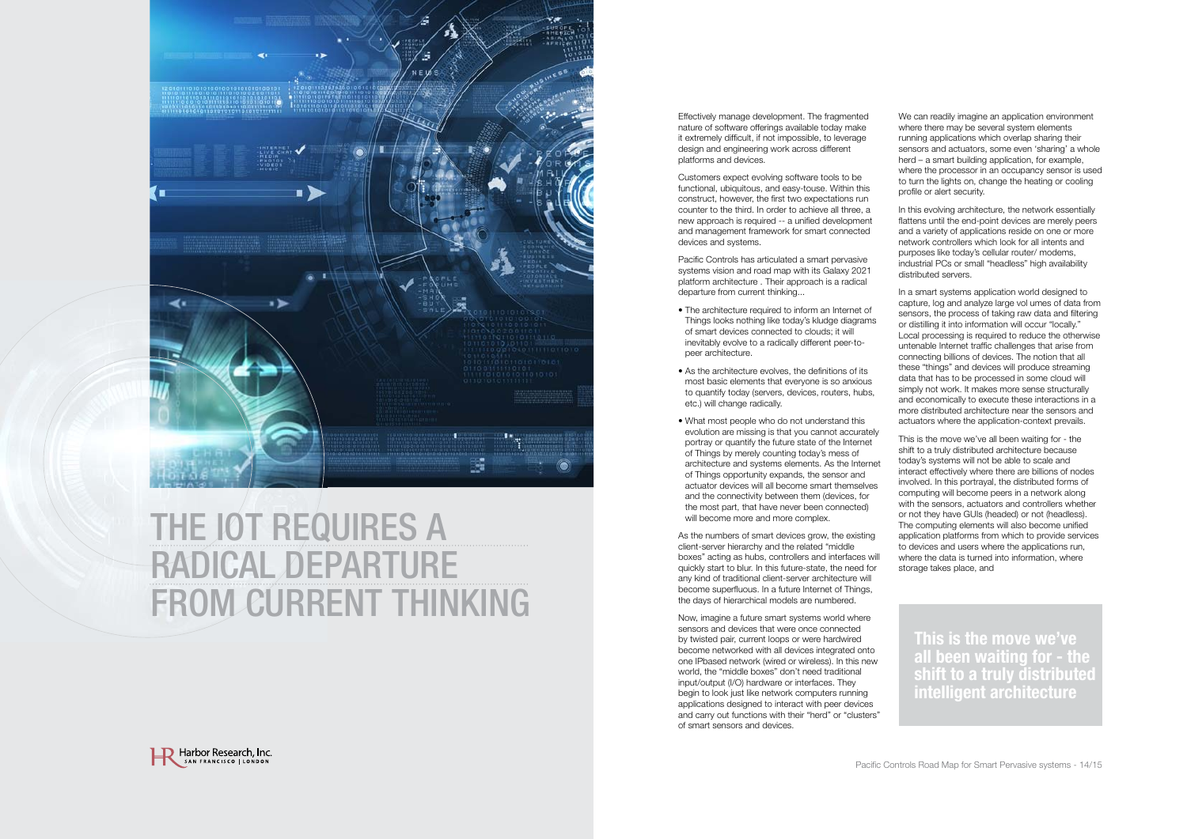# THE IOT REQUIRES A RADICAL DEPARTURE FROM CURRENT THINKING

Effectively manage development. The fragmented nature of software offerings available today make it extremely difficult, if not impossible, to leverage design and engineering work across different platforms and devices.

Customers expect evolving software tools to be functional, ubiquitous, and easy-touse. Within this construct, however, the first two expectations run counter to the third. In order to achieve all three, a new approach is required -- a unified development and management framework for smart connected devices and systems.

Pacific Controls has articulated a smart pervasive systems vision and road map with its Galaxy 2021 platform architecture . Their approach is a radical departure from current thinking...

- The architecture required to inform an Internet of Things looks nothing like today's kludge diagrams of smart devices connected to clouds; it will inevitably evolve to a radically different peer-to-peer architecture.
- As the architecture evolves, the definitions of its most basic elements that everyone is so anxious to quantify today (servers, devices, routers, hubs, etc.) will change radically.
- What most people who do not understand this evolution are missing is that you cannot accurately portray or quantify the future state of the Internet of Things by merely counting today's mess of architecture and systems elements. As the Internet of Things opportunity expands, the sensor and actuator devices will all become smart themselves and the connectivity between them (devices, for the most part, that have never been connected) will become more and more complex.

As the numbers of smart devices grow, the existing client-server hierarchy and the related "middle boxes" acting as hubs, controllers and interfaces will quickly start to blur. In this future-state, the need for any kind of traditional client-server architecture will become superfluous. In a future Internet of Things, the days of hierarchical models are numbered.

Now, imagine a future smart systems world where sensors and devices that were once connected by twisted pair, current loops or were hardwired become networked with all devices integrated onto one IPbased network (wired or wireless). In this new world, the "middle boxes" don't need traditional input/output (I/O) hardware or interfaces. They begin to look just like network computers running applications designed to interact with peer devices and carry out functions with their "herd" or "clusters" of smart sensors and devices.

We can readily imagine an application environment where there may be several system elements running applications which overlap sharing their sensors and actuators, some even 'sharing' a whole herd – a smart building application, for example, where the processor in an occupancy sensor is used to turn the lights on, change the heating or cooling profile or alert security.

In this evolving architecture, the network essentially flattens until the end-point devices are merely peers and a variety of applications reside on one or more network controllers which look for all intents and purposes like today's cellular router/ modems, industrial PCs or small "headless" high availability distributed servers.

In a smart systems application world designed to capture, log and analyze large vol umes of data from sensors, the process of taking raw data and filtering or distilling it into information will occur "locally." Local processing is required to reduce the otherwise untenable Internet traffic challenges that arise from connecting billions of devices. The notion that all these "things" and devices will produce streaming data that has to be processed in some cloud will simply not work. It makes more sense structurally and economically to execute these interactions in a more distributed architecture near the sensors and actuators where the application-context prevails.

This is the move we've all been waiting for - the shift to a truly distributed architecture because today's systems will not be able to scale and interact effectively where there are billions of nodes involved. In this portrayal, the distributed forms of computing will become peers in a network along with the sensors, actuators and controllers whether or not they have GUIs (headed) or not (headless). The computing elements will also become unified application platforms from which to provide services to devices and users where the applications run, where the data is turned into information, where storage takes place, and

**This is the move we've all been waiting for - the shift to a truly distributed intelligent architecture**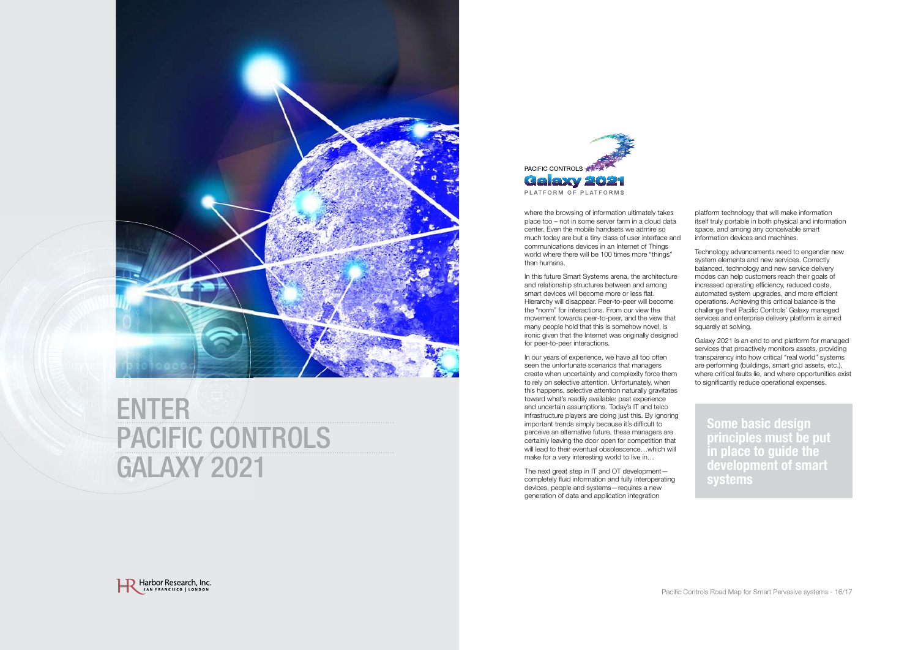# ENTER PACIFIC CONTROLS GALAXY 2021

PACIFIC CONTROLS
Galaxy 2021
PLATFORM OF PLATFORMS

where the browsing of information ultimately takes place too – not in some server farm in a cloud data center. Even the mobile handsets we admire so much today are but a tiny class of user interface and communications devices in an Internet of Things world where there will be 100 times more "things" than humans.

In this future Smart Systems arena, the architecture and relationship structures between and among smart devices will become more or less flat. Hierarchy will disappear. Peer-to-peer will become the "norm" for interactions. From our view the movement towards peer-to-peer, and the view that many people hold that this is somehow novel, is ironic given that the Internet was originally designed for peer-to-peer interactions.

In our years of experience, we have all too often seen the unfortunate scenarios that managers create when uncertainty and complexity force them to rely on selective attention. Unfortunately, when this happens, selective attention naturally gravitates toward what's readily available: past experience and uncertain assumptions. Today's IT and telco infrastructure players are doing just this. By ignoring important trends simply because it's difficult to perceive an alternative future, these managers are certainly leaving the door open for competition that will lead to their eventual obsolescence…which will make for a very interesting world to live in…

The next great step in IT and OT development—completely fluid information and fully interoperating devices, people and systems—requires a new generation of data and application integration platform technology that will make information itself truly portable in both physical and information space, and among any conceivable smart information devices and machines.

Technology advancements need to engender new system elements and new services. Correctly balanced, technology and new service delivery modes can help customers reach their goals of increased operating efficiency, reduced costs, automated system upgrades, and more efficient operations. Achieving this critical balance is the challenge that Pacific Controls' Galaxy managed services and enterprise delivery platform is aimed squarely at solving.

Galaxy 2021 is an end to end platform for managed services that proactively monitors assets, providing transparency into how critical "real world" systems are performing (buildings, smart grid assets, etc.), where critical faults lie, and where opportunities exist to significantly reduce operational expenses.

**Some basic design principles must be put in place to guide the development of smart systems**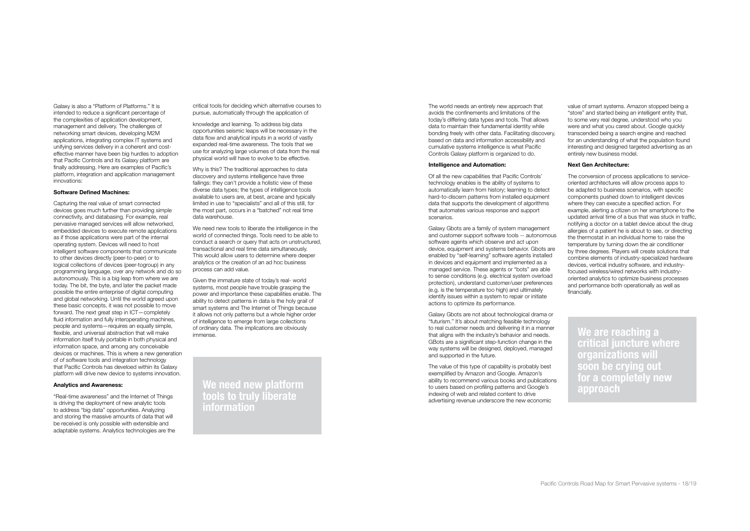Galaxy is also a "Platform of Platforms." It is intended to reduce a significant percentage of the complexities of application development, management and delivery. The challenges of networking smart devices, developing M2M applications, integrating complex IT systems and unifying services delivery in a coherent and cost-effective manner have been big hurdles to adoption that Pacific Controls and its Galaxy platform are finally addressing. Here are examples of Pacific's platform, integration and application management innovations:

**Software Defined Machines:**

Capturing the real value of smart connected devices goes much further than providing simple connectivity, and databasing. For example, real pervasive managed services will allow networked, embedded devices to execute remote applications as if those applications were part of the internal operating system. Devices will need to host intelligent software components that communicate to other devices directly (peer-to-peer) or to logical collections of devices (peer-togroup) in any programming language, over any network and do so autonomously. This is a big leap from where we are today. The bit, the byte, and later the packet made possible the entire enterprise of digital computing and global networking. Until the world agreed upon these basic concepts, it was not possible to move forward. The next great step in ICT—completely fluid information and fully interoperating machines, people and systems—requires an equally simple, flexible, and universal abstraction that will make information itself truly portable in both physical and information space, and among any conceivable devices or machines. This is where a new generation of of software tools and integration technology that Pacific Controls has develoed within its Galaxy platform will drive new device to systems innovation.

**Analytics and Awareness:**

"Real-time awareness" and the Internet of Things is driving the deployment of new analytic tools to address "big data" opportunities. Analyzing and storing the massive amounts of data that will be received is only possible with extensible and adaptable systems. Analytics technologies are the critical tools for deciding which alternative courses to pursue, automatically through the application of

knowledge and learning. To address big data opportunities seismic leaps will be necessary in the data flow and analytical inputs in a world of vastly expanded real-time awareness. The tools that we use for analyzing large volumes of data from the real physical world will have to evolve to be effective.

Why is this? The traditional approaches to data discovery and systems intelligence have three failings: they can't provide a holistic view of these diverse data types; the types of intelligence tools available to users are, at best, arcane and typically limited in use to "specialists" and all of this still, for the most part, occurs in a "batched" not real time data warehouse.

We need new tools to liberate the intelligence in the world of connected things. Tools need to be able to conduct a search or query that acts on unstructured, transactional and real time data simultaneously. This would allow users to determine where deeper analytics or the creation of an ad hoc business process can add value.

Given the immature state of today's real- world systems, most people have trouble grasping the power and importance these capabilities enable. The ability to detect patterns in data is the holy grail of smart systems and The Internet of Things because it allows not only patterns but a whole higher order of intelligence to emerge from large collections of ordinary data. The implications are obviously immense.

> **We need new platform tools to truly liberate information**

The world needs an entirely new approach that avoids the confinements and limitations of the today's differing data types and tools. That allows data to maintain their fundamental identity while bonding freely with other data. Facilitating discovery, based on data and information accessibility and cumulative systems intelligence is what Pacific Controls Galaxy platform is organized to do.

**Intelligence and Automation:**

Of all the new capabilities that Pacific Controls' technology enables is the ability of systems to automatically learn from history; learning to detect hard-to-discern patterns from installed equipment data that supports the development of algorithms that automates various response and support scenarios.

Galaxy Gbots are a family of system management and customer support software tools -- autonomous software agents which observe and act upon device, equipment and systems behavior. Gbots are enabled by "self-learning" software agents installed in devices and equipment and implemented as a managed service. These agents or "bots" are able to sense conditions (e.g. electrical system overload protection), understand customer/user preferences (e.g. is the temperature too high) and ultimately identify issues within a system to repair or initiate actions to optimize its performance.

Galaxy Gbots are not about technological drama or "futurism." It's about matching feasible technology to real customer needs and delivering it in a manner that aligns with the industry's behavior and needs. GBots are a significant step-function change in the way systems will be designed, deployed, managed and supported in the future.

The value of this type of capability is probably best exemplified by Amazon and Google. Amazon's ability to recommend various books and publications to users based on profiling patterns and Google's indexing of web and related content to drive advertising revenue underscore the new economic value of smart systems. Amazon stopped being a "store" and started being an intelligent entity that, to some very real degree, understood who you were and what you cared about. Google quickly transcended being a search engine and reached for an understanding of what the population found interesting and designed targeted advertising as an entirely new business model.

**Next Gen Architecture:**

The conversion of process applications to service-oriented architectures will allow process apps to be adapted to business scenarios, with specific components pushed down to intelligent devices where they can execute a specified action. For example, alerting a citizen on her smartphone to the updated arrival time of a bus that was stuck in traffic, notifying a doctor on a tablet device about the drug allergies of a patient he is about to see, or directing the thermostat in an individual home to raise the temperature by turning down the air conditioner by three degrees. Players will create solutions that combine elements of industry-specialized hardware devices, vertical industry software, and industry-focused wireless/wired networks with industry-oriented analytics to optimize business processes and performance both operationally as well as financially.

> **We are reaching a critical juncture where organizations will soon be crying out for a completely new approach**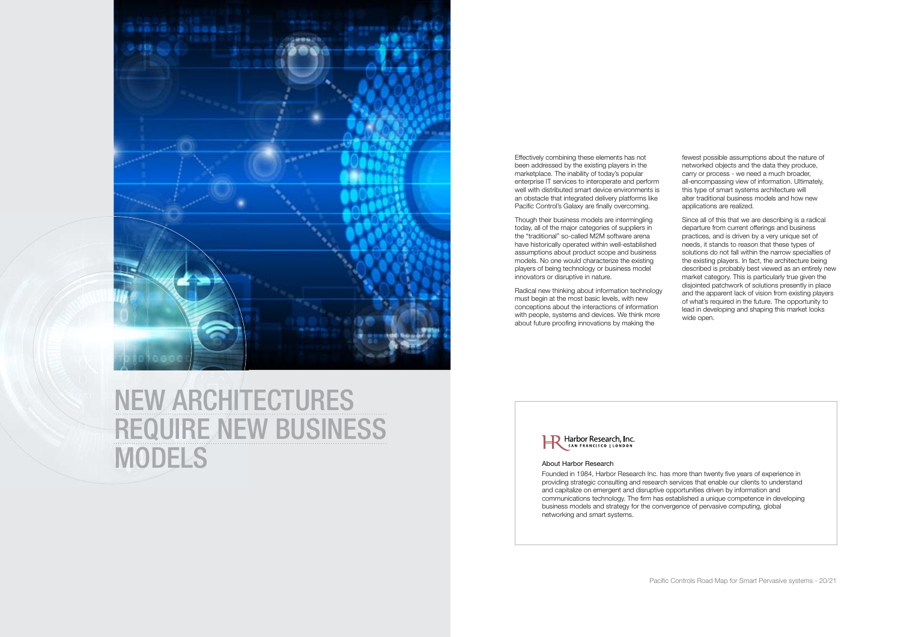# NEW ARCHITECTURES REQUIRE NEW BUSINESS MODELS

Effectively combining these elements has not been addressed by the existing players in the marketplace. The inability of today's popular enterprise IT services to interoperate and perform well with distributed smart device environments is an obstacle that integrated delivery platforms like Pacific Control's Galaxy are finally overcoming.

Though their business models are intermingling today, all of the major categories of suppliers in the "traditional" so-called M2M software arena have historically operated within well-established assumptions about product scope and business models. No one would characterize the existing players of being technology or business model innovators or disruptive in nature.

Radical new thinking about information technology must begin at the most basic levels, with new conceptions about the interactions of information with people, systems and devices. We think more about future proofing innovations by making the fewest possible assumptions about the nature of networked objects and the data they produce, carry or process - we need a much broader, all-encompassing view of information. Ultimately, this type of smart systems architecture will alter traditional business models and how new applications are realized.

Since all of this that we are describing is a radical departure from current offerings and business practices, and is driven by a very unique set of needs, it stands to reason that these types of solutions do not fall within the narrow specialties of the existing players. In fact, the architecture being described is probably best viewed as an entirely new market category. This is particularly true given the disjointed patchwork of solutions presently in place and the apparent lack of vision from existing players of what's required in the future. The opportunity to lead in developing and shaping this market looks wide open.

Harbor Research, Inc.
SAN FRANCISCO | LONDON

About Harbor Research

Founded in 1984, Harbor Research Inc. has more than twenty five years of experience in providing strategic consulting and research services that enable our clients to understand and capitalize on emergent and disruptive opportunities driven by information and communications technology. The firm has established a unique competence in developing business models and strategy for the convergence of pervasive computing, global networking and smart systems.